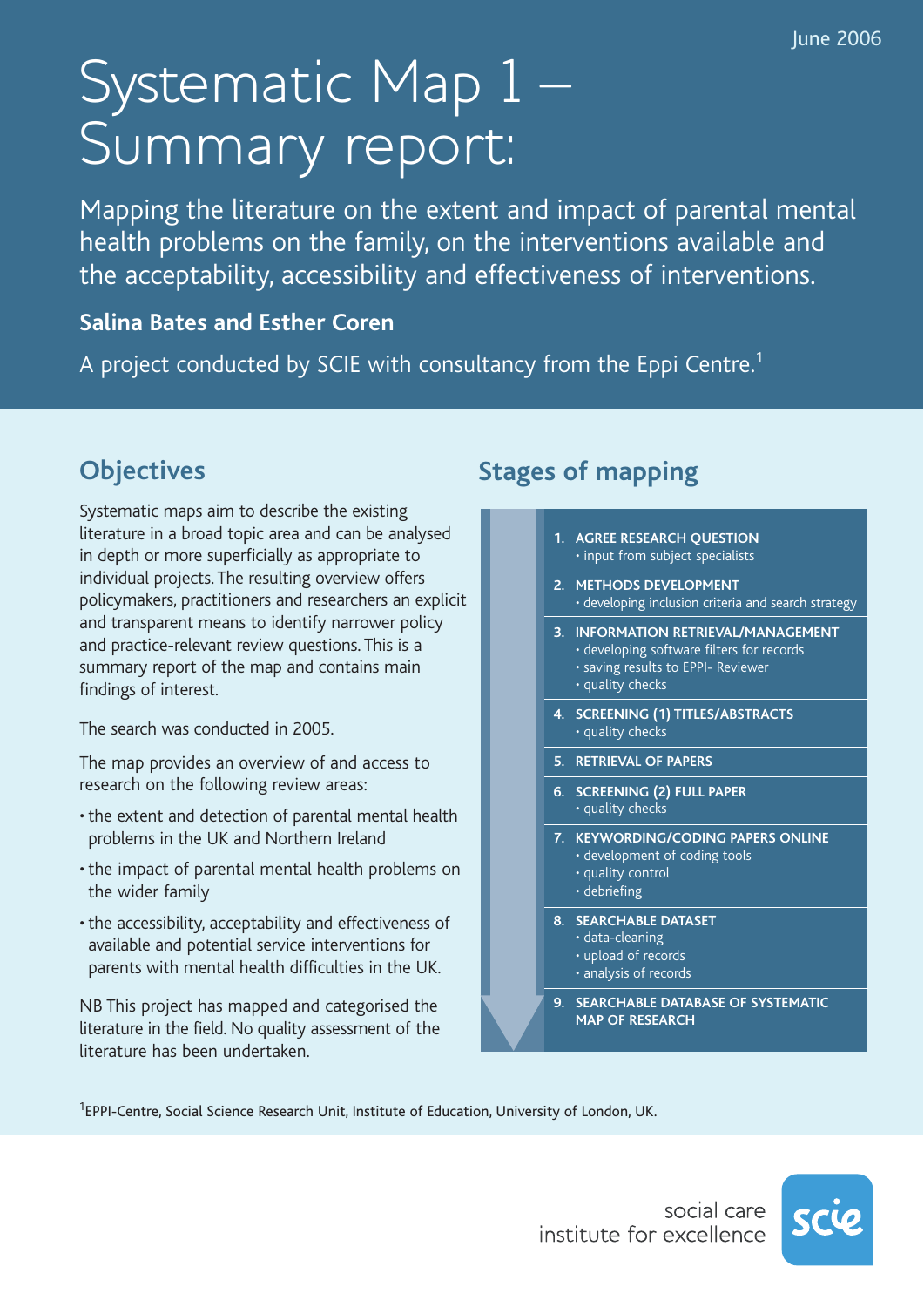June 2006

# Systematic Map 1 – Summary report:

## Mapping the literature on the extent and impact of parental mental health problems on the family, on the interventions available and the acceptability, accessibility and effectiveness of interventions.

**Salina Bates and Esther Coren**

A project conducted by SCIE with consultancy from the Eppi Centre.[1]

## Objectives

Systematic maps aim to describe the existing literature in a broad topic area and can be analysed in depth or more superficially as appropriate to individual projects. The resulting overview offers policymakers, practitioners and researchers an explicit and transparent means to identify narrower policy and practice-relevant review questions. This is a summary report of the map and contains main findings of interest.

The search was conducted in 2005.

The map provides an overview of and access to research on the following review areas:

- the extent and detection of parental mental health problems in the UK and Northern Ireland
- the impact of parental mental health problems on the wider family
- the accessibility, acceptability and effectiveness of available and potential service interventions for parents with mental health difficulties in the UK.

NB This project has mapped and categorised the literature in the field. No quality assessment of the literature has been undertaken.

## Stages of mapping

1. **AGREE RESEARCH QUESTION**
   - input from subject specialists
2. **METHODS DEVELOPMENT**
   - developing inclusion criteria and search strategy
3. **INFORMATION RETRIEVAL/MANAGEMENT**
   - developing software filters for records
   - saving results to EPPI- Reviewer
   - quality checks
4. **SCREENING (1) TITLES/ABSTRACTS**
   - quality checks
5. **RETRIEVAL OF PAPERS**
6. **SCREENING (2) FULL PAPER**
   - quality checks
7. **KEYWORDING/CODING PAPERS ONLINE**
   - development of coding tools
   - quality control
   - debriefing
8. **SEARCHABLE DATASET**
   - data-cleaning
   - upload of records
   - analysis of records
9. **SEARCHABLE DATABASE OF SYSTEMATIC MAP OF RESEARCH**

[1] EPPI-Centre, Social Science Research Unit, Institute of Education, University of London, UK.

social care institute for excellence

scie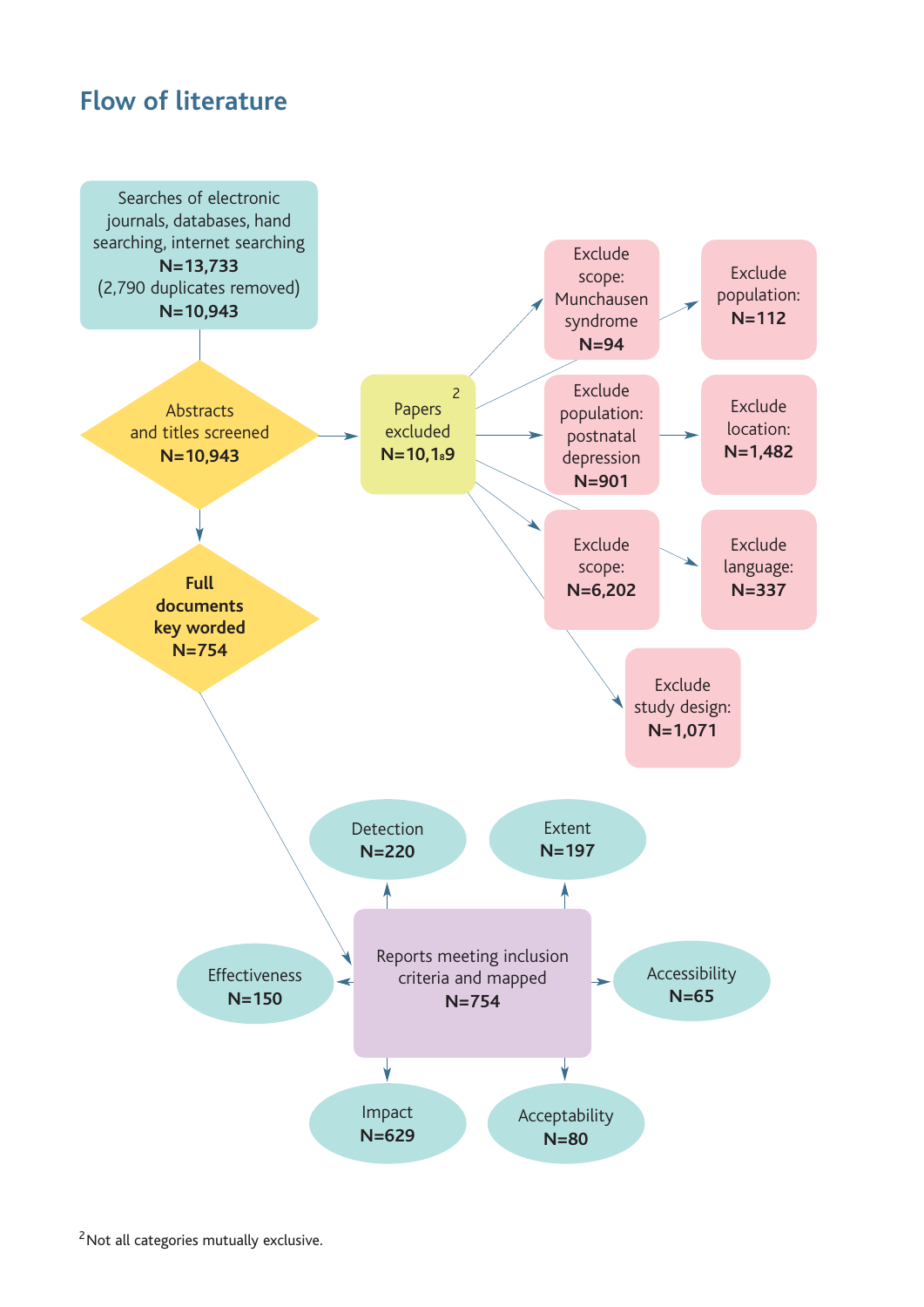## Flow of literature

Searches of electronic journals, databases, hand searching, internet searching
**N=13,733**
(2,790 duplicates removed)
**N=10,943**

Abstracts and titles screened
**N=10,943**

Papers excluded[2]
**N=10,189**

- Exclude scope: Munchausen syndrome **N=94**
- Exclude population: **N=112**
- Exclude population: postnatal depression **N=901**
- Exclude location: **N=1,482**
- Exclude scope: **N=6,202**
- Exclude language: **N=337**
- Exclude study design: **N=1,071**

**Full documents key worded**
**N=754**

Reports meeting inclusion criteria and mapped
**N=754**

- Detection **N=220**
- Extent **N=197**
- Effectiveness **N=150**
- Accessibility **N=65**
- Impact **N=629**
- Acceptability **N=80**

[2]Not all categories mutually exclusive.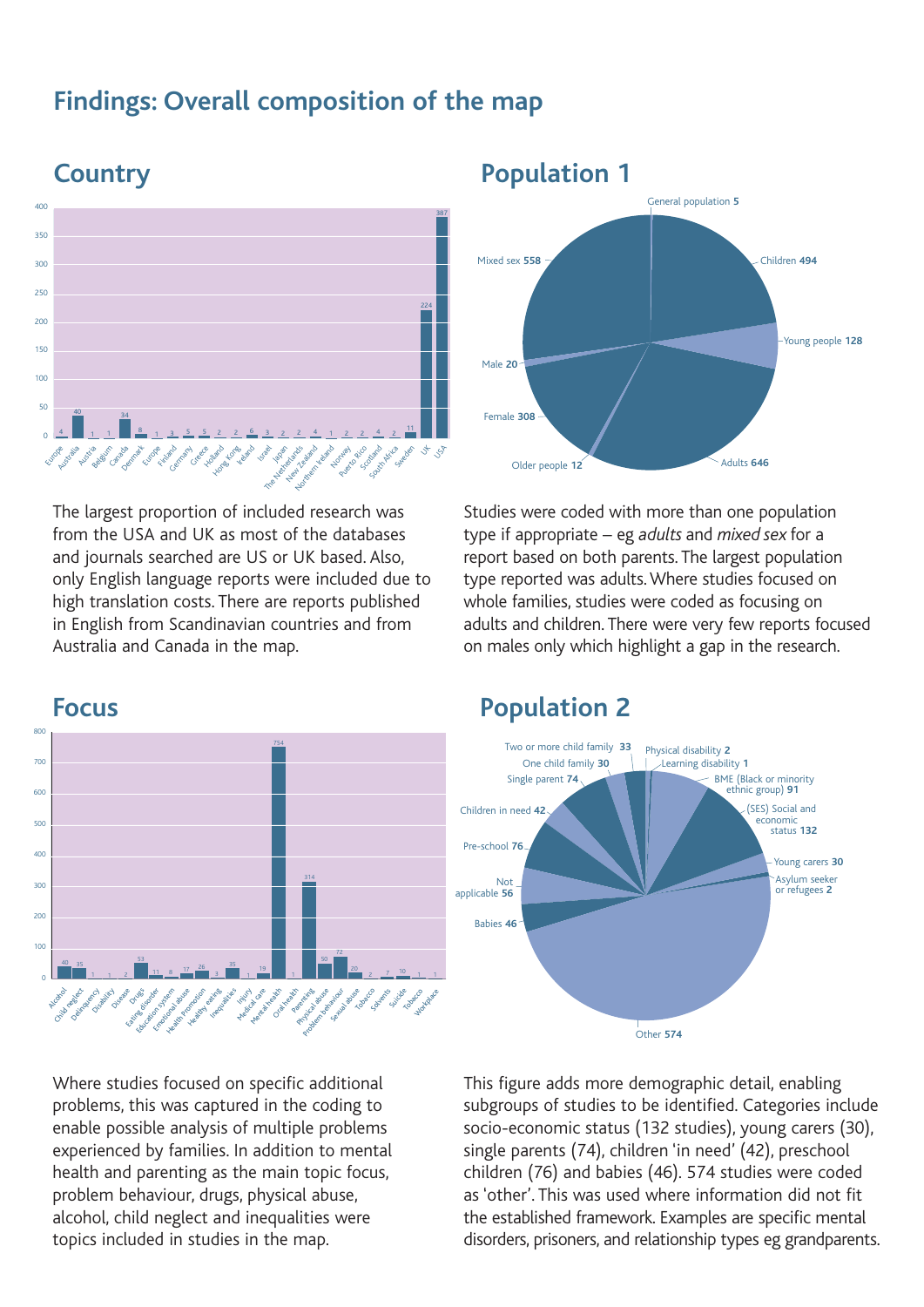# Findings: Overall composition of the map

## Country

| Country | Number |
|---|---|
| Europe | 4 |
| Australia | 40 |
| Austria | 1 |
| Belgium | 1 |
| Canada | 34 |
| Denmark | 8 |
| Europe | 1 |
| Finland | 3 |
| Germany | 5 |
| Greece | 5 |
| Holland | 2 |
| Hong Kong | 2 |
| Ireland | 6 |
| Israel | 3 |
| Japan | 2 |
| The Netherlands | 2 |
| New Zealand | 4 |
| Northern Ireland | 1 |
| Norway | 2 |
| Puerto Rico | 2 |
| Scotland | 4 |
| South Africa | 2 |
| Sweden | 11 |
| UK | 224 |
| USA | 387 |

The largest proportion of included research was from the USA and UK as most of the databases and journals searched are US or UK based. Also, only English language reports were included due to high translation costs. There are reports published in English from Scandinavian countries and from Australia and Canada in the map.

## Population 1

| Population | Number |
|---|---|
| General population | 5 |
| Children | 494 |
| Young people | 128 |
| Adults | 646 |
| Older people | 12 |
| Female | 308 |
| Male | 20 |
| Mixed sex | 558 |

Studies were coded with more than one population type if appropriate – eg *adults* and *mixed sex* for a report based on both parents. The largest population type reported was adults. Where studies focused on whole families, studies were coded as focusing on adults and children. There were very few reports focused on males only which highlight a gap in the research.

## Focus

| Focus | Number |
|---|---|
| Alcohol | 40 |
| Child neglect | 35 |
| Delinquency | 1 |
| Disability | 1 |
| Disease | 2 |
| Drugs | 53 |
| Eating disorder | 11 |
| Education system | 8 |
| Emotional abuse | 17 |
| Health Promotion | 26 |
| Healthy eating | 3 |
| Inequalities | 35 |
| Injury | 1 |
| Medical care | 19 |
| Mental health | 754 |
| Oral health | 1 |
| Parenting | 314 |
| Physical abuse | 50 |
| Problem behaviour | 72 |
| Sexual abuse | 20 |
| Tobacco | 2 |
| Solvents | 7 |
| Suicide | 10 |
| Tobacco | 1 |
| Workplace | 1 |

Where studies focused on specific additional problems, this was captured in the coding to enable possible analysis of multiple problems experienced by families. In addition to mental health and parenting as the main topic focus, problem behaviour, drugs, physical abuse, alcohol, child neglect and inequalities were topics included in studies in the map.

## Population 2

| Population | Number |
|---|---|
| Physical disability | 2 |
| Learning disability | 1 |
| BME (Black or minority ethnic group) | 91 |
| (SES) Social and economic status | 132 |
| Young carers | 30 |
| Asylum seeker or refugees | 2 |
| Other | 574 |
| Babies | 46 |
| Not applicable | 56 |
| Pre-school | 76 |
| Children in need | 42 |
| Single parent | 74 |
| One child family | 30 |
| Two or more child family | 33 |

This figure adds more demographic detail, enabling subgroups of studies to be identified. Categories include socio-economic status (132 studies), young carers (30), single parents (74), children 'in need' (42), preschool children (76) and babies (46). 574 studies were coded as 'other'. This was used where information did not fit the established framework. Examples are specific mental disorders, prisoners, and relationship types eg grandparents.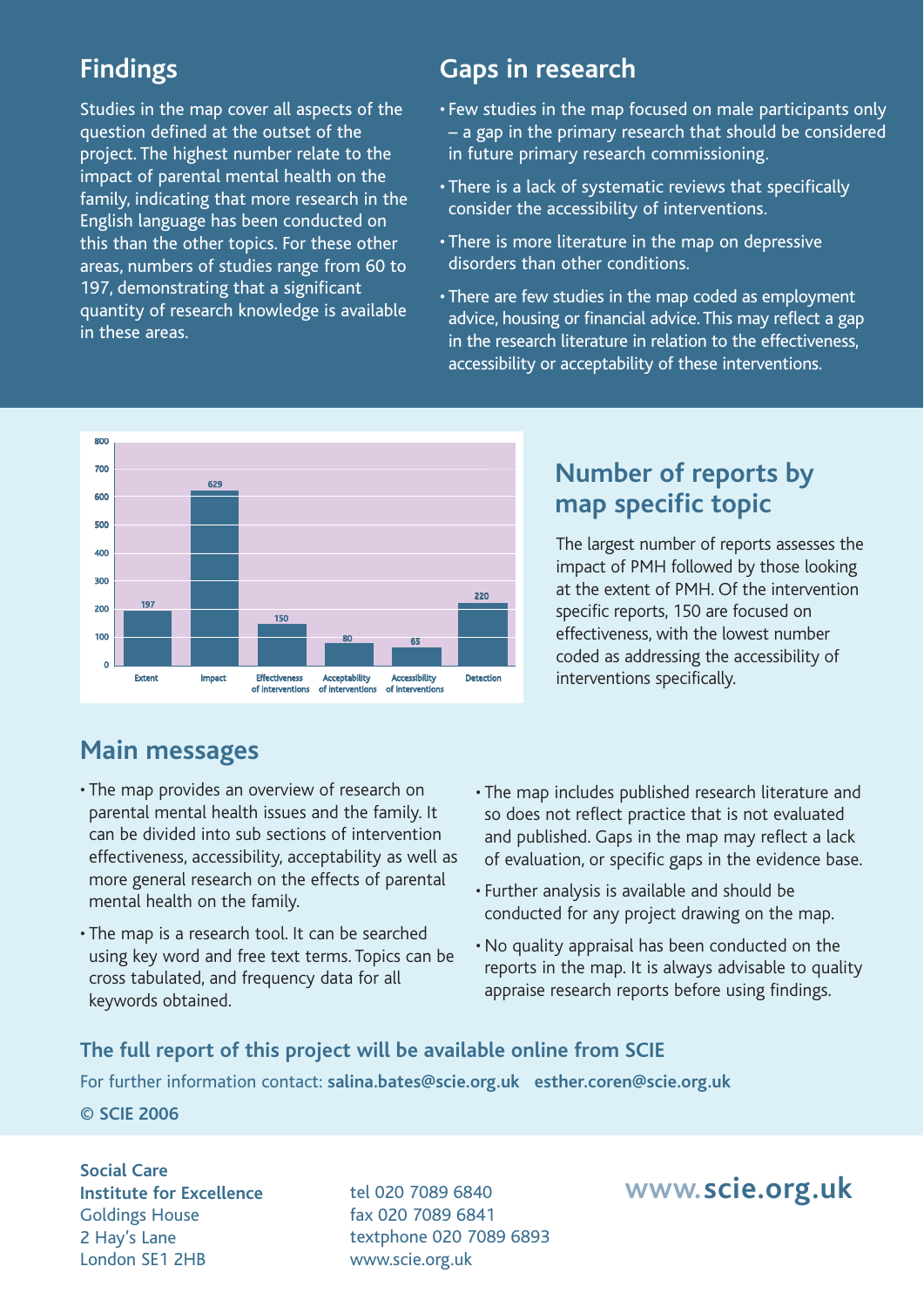## Findings

Studies in the map cover all aspects of the question defined at the outset of the project. The highest number relate to the impact of parental mental health on the family, indicating that more research in the English language has been conducted on this than the other topics. For these other areas, numbers of studies range from 60 to 197, demonstrating that a significant quantity of research knowledge is available in these areas.

## Gaps in research

- Few studies in the map focused on male participants only – a gap in the primary research that should be considered in future primary research commissioning.
- There is a lack of systematic reviews that specifically consider the accessibility of interventions.
- There is more literature in the map on depressive disorders than other conditions.
- There are few studies in the map coded as employment advice, housing or financial advice. This may reflect a gap in the research literature in relation to the effectiveness, accessibility or acceptability of these interventions.

800
700
600
500
400
300
200
100
0

197
629
150
80
65
220

Extent
Impact
Effectiveness of interventions
Acceptability of interventions
Accessibility of interventions
Detection

## Number of reports by map specific topic

The largest number of reports assesses the impact of PMH followed by those looking at the extent of PMH. Of the intervention specific reports, 150 are focused on effectiveness, with the lowest number coded as addressing the accessibility of interventions specifically.

## Main messages

- The map provides an overview of research on parental mental health issues and the family. It can be divided into sub sections of intervention effectiveness, accessibility, acceptability as well as more general research on the effects of parental mental health on the family.
- The map is a research tool. It can be searched using key word and free text terms. Topics can be cross tabulated, and frequency data for all keywords obtained.
- The map includes published research literature and so does not reflect practice that is not evaluated and published. Gaps in the map may reflect a lack of evaluation, or specific gaps in the evidence base.
- Further analysis is available and should be conducted for any project drawing on the map.
- No quality appraisal has been conducted on the reports in the map. It is always advisable to quality appraise research reports before using findings.

**The full report of this project will be available online from SCIE**

For further information contact: **salina.bates@scie.org.uk** **esther.coren@scie.org.uk**

**© SCIE 2006**

**Social Care Institute for Excellence**
Goldings House
2 Hay's Lane
London SE1 2HB

tel 020 7089 6840
fax 020 7089 6841
textphone 020 7089 6893
www.scie.org.uk

www.**scie.org.uk**